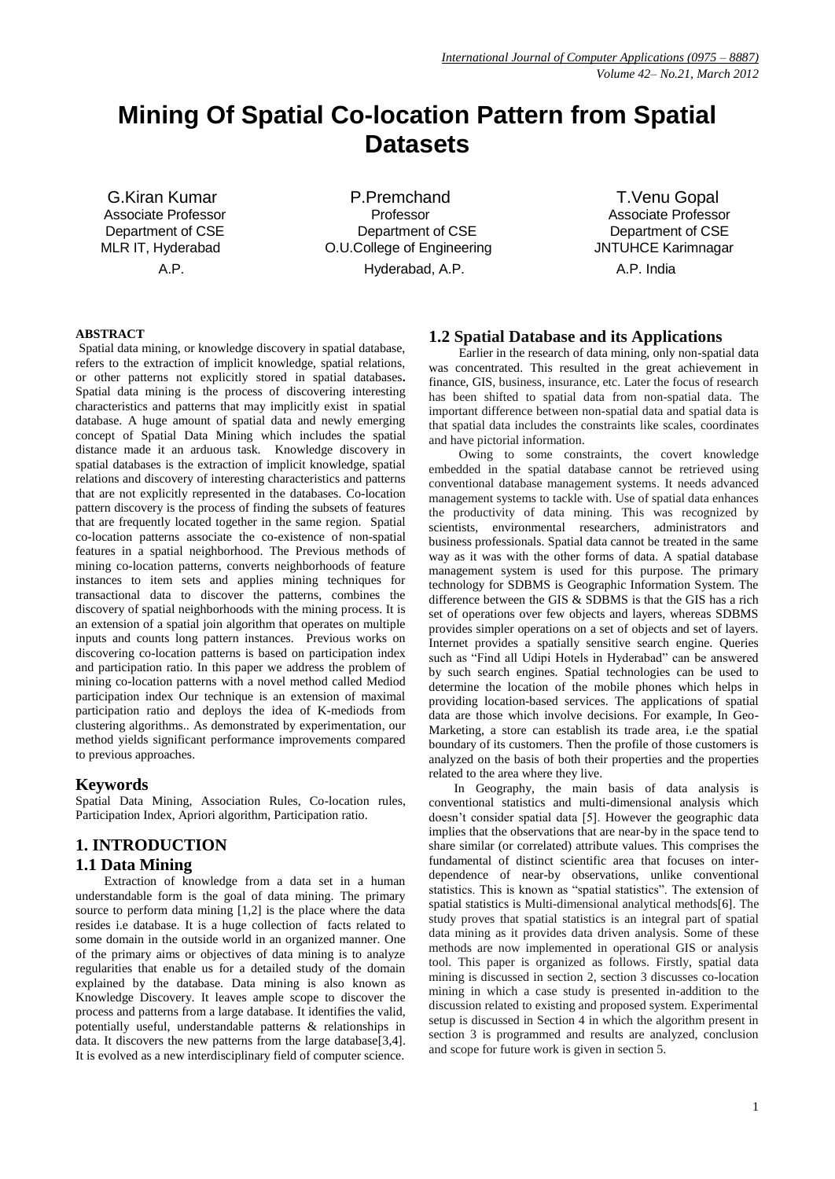# Mining Of Spatial Co-location Pattern from Spatial Datasets

G.Kiran Kumar
Associate Professor
Department of CSE
MLR IT, Hyderabad
A.P.

P.Premchand
Professor
Department of CSE
O.U.College of Engineering
Hyderabad, A.P.

T.Venu Gopal
Associate Professor
Department of CSE
JNTUHCE Karimnagar
A.P. India

**ABSTRACT**

Spatial data mining, or knowledge discovery in spatial database, refers to the extraction of implicit knowledge, spatial relations, or other patterns not explicitly stored in spatial databases**.** Spatial data mining is the process of discovering interesting characteristics and patterns that may implicitly exist in spatial database. A huge amount of spatial data and newly emerging concept of Spatial Data Mining which includes the spatial distance made it an arduous task. Knowledge discovery in spatial databases is the extraction of implicit knowledge, spatial relations and discovery of interesting characteristics and patterns that are not explicitly represented in the databases. Co-location pattern discovery is the process of finding the subsets of features that are frequently located together in the same region. Spatial co-location patterns associate the co-existence of non-spatial features in a spatial neighborhood. The Previous methods of mining co-location patterns, converts neighborhoods of feature instances to item sets and applies mining techniques for transactional data to discover the patterns, combines the discovery of spatial neighborhoods with the mining process. It is an extension of a spatial join algorithm that operates on multiple inputs and counts long pattern instances. Previous works on discovering co-location patterns is based on participation index and participation ratio. In this paper we address the problem of mining co-location patterns with a novel method called Mediod participation index Our technique is an extension of maximal participation ratio and deploys the idea of K-mediods from clustering algorithms.. As demonstrated by experimentation, our method yields significant performance improvements compared to previous approaches.

## Keywords

Spatial Data Mining, Association Rules, Co-location rules, Participation Index, Apriori algorithm, Participation ratio.

## 1. INTRODUCTION

### 1.1 Data Mining

Extraction of knowledge from a data set in a human understandable form is the goal of data mining. The primary source to perform data mining [1,2] is the place where the data resides i.e database. It is a huge collection of facts related to some domain in the outside world in an organized manner. One of the primary aims or objectives of data mining is to analyze regularities that enable us for a detailed study of the domain explained by the database. Data mining is also known as Knowledge Discovery. It leaves ample scope to discover the process and patterns from a large database. It identifies the valid, potentially useful, understandable patterns & relationships in data. It discovers the new patterns from the large database[3,4]. It is evolved as a new interdisciplinary field of computer science.

### 1.2 Spatial Database and its Applications

Earlier in the research of data mining, only non-spatial data was concentrated. This resulted in the great achievement in finance, GIS, business, insurance, etc. Later the focus of research has been shifted to spatial data from non-spatial data. The important difference between non-spatial data and spatial data is that spatial data includes the constraints like scales, coordinates and have pictorial information.

Owing to some constraints, the covert knowledge embedded in the spatial database cannot be retrieved using conventional database management systems. It needs advanced management systems to tackle with. Use of spatial data enhances the productivity of data mining. This was recognized by scientists, environmental researchers, administrators and business professionals. Spatial data cannot be treated in the same way as it was with the other forms of data. A spatial database management system is used for this purpose. The primary technology for SDBMS is Geographic Information System. The difference between the GIS & SDBMS is that the GIS has a rich set of operations over few objects and layers, whereas SDBMS provides simpler operations on a set of objects and set of layers. Internet provides a spatially sensitive search engine. Queries such as "Find all Udipi Hotels in Hyderabad" can be answered by such search engines. Spatial technologies can be used to determine the location of the mobile phones which helps in providing location-based services. The applications of spatial data are those which involve decisions. For example, In Geo-Marketing, a store can establish its trade area, i.e the spatial boundary of its customers. Then the profile of those customers is analyzed on the basis of both their properties and the properties related to the area where they live.

In Geography, the main basis of data analysis is conventional statistics and multi-dimensional analysis which doesn't consider spatial data [5]. However the geographic data implies that the observations that are near-by in the space tend to share similar (or correlated) attribute values. This comprises the fundamental of distinct scientific area that focuses on inter-dependence of near-by observations, unlike conventional statistics. This is known as "spatial statistics". The extension of spatial statistics is Multi-dimensional analytical methods[6]. The study proves that spatial statistics is an integral part of spatial data mining as it provides data driven analysis. Some of these methods are now implemented in operational GIS or analysis tool. This paper is organized as follows. Firstly, spatial data mining is discussed in section 2, section 3 discusses co-location mining in which a case study is presented in-addition to the discussion related to existing and proposed system. Experimental setup is discussed in Section 4 in which the algorithm present in section 3 is programmed and results are analyzed, conclusion and scope for future work is given in section 5.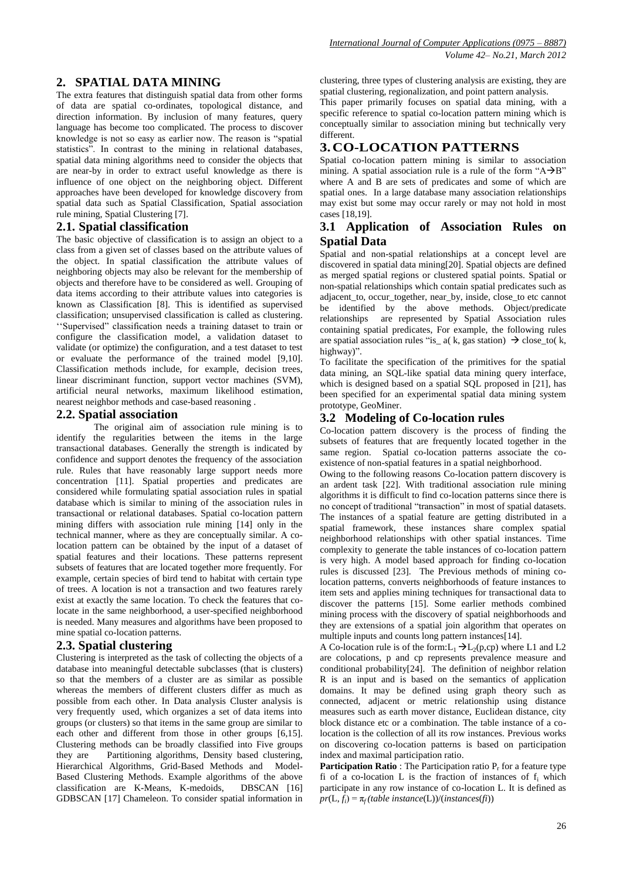## 2. SPATIAL DATA MINING

The extra features that distinguish spatial data from other forms of data are spatial co-ordinates, topological distance, and direction information. By inclusion of many features, query language has become too complicated. The process to discover knowledge is not so easy as earlier now. The reason is "spatial statistics". In contrast to the mining in relational databases, spatial data mining algorithms need to consider the objects that are near-by in order to extract useful knowledge as there is influence of one object on the neighboring object. Different approaches have been developed for knowledge discovery from spatial data such as Spatial Classification, Spatial association rule mining, Spatial Clustering [7].

### 2.1. Spatial classification

The basic objective of classification is to assign an object to a class from a given set of classes based on the attribute values of the object. In spatial classification the attribute values of neighboring objects may also be relevant for the membership of objects and therefore have to be considered as well. Grouping of data items according to their attribute values into categories is known as Classification [8]. This is identified as supervised classification; unsupervised classification is called as clustering. ''Supervised'' classification needs a training dataset to train or configure the classification model, a validation dataset to validate (or optimize) the configuration, and a test dataset to test or evaluate the performance of the trained model [9,10]. Classification methods include, for example, decision trees, linear discriminant function, support vector machines (SVM), artificial neural networks, maximum likelihood estimation, nearest neighbor methods and case-based reasoning .

### 2.2. Spatial association

The original aim of association rule mining is to identify the regularities between the items in the large transactional databases. Generally the strength is indicated by confidence and support denotes the frequency of the association rule. Rules that have reasonably large support needs more concentration [11]. Spatial properties and predicates are considered while formulating spatial association rules in spatial database which is similar to mining of the association rules in transactional or relational databases. Spatial co-location pattern mining differs with association rule mining [14] only in the technical manner, where as they are conceptually similar. A co-location pattern can be obtained by the input of a dataset of spatial features and their locations. These patterns represent subsets of features that are located together more frequently. For example, certain species of bird tend to habitat with certain type of trees. A location is not a transaction and two features rarely exist at exactly the same location. To check the features that co-locate in the same neighborhood, a user-specified neighborhood is needed. Many measures and algorithms have been proposed to mine spatial co-location patterns.

### 2.3. Spatial clustering

Clustering is interpreted as the task of collecting the objects of a database into meaningful detectable subclasses (that is clusters) so that the members of a cluster are as similar as possible whereas the members of different clusters differ as much as possible from each other. In Data analysis Cluster analysis is very frequently used, which organizes a set of data items into groups (or clusters) so that items in the same group are similar to each other and different from those in other groups [6,15]. Clustering methods can be broadly classified into Five groups they are Partitioning algorithms, Density based clustering, Hierarchical Algorithms, Grid-Based Methods and Model-Based Clustering Methods. Example algorithms of the above classification are K-Means, K-medoids, DBSCAN [16] GDBSCAN [17] Chameleon. To consider spatial information in clustering, three types of clustering analysis are existing, they are spatial clustering, regionalization, and point pattern analysis.

This paper primarily focuses on spatial data mining, with a specific reference to spatial co-location pattern mining which is conceptually similar to association mining but technically very different.

## 3. CO-LOCATION PATTERNS

Spatial co-location pattern mining is similar to association mining. A spatial association rule is a rule of the form "A→B" where A and B are sets of predicates and some of which are spatial ones. In a large database many association relationships may exist but some may occur rarely or may not hold in most cases [18,19].

### 3.1 Application of Association Rules on Spatial Data

Spatial and non-spatial relationships at a concept level are discovered in spatial data mining[20]. Spatial objects are defined as merged spatial regions or clustered spatial points. Spatial or non-spatial relationships which contain spatial predicates such as adjacent_to, occur_together, near_by, inside, close_to etc cannot be identified by the above methods. Object/predicate relationships are represented by Spatial Association rules containing spatial predicates, For example, the following rules are spatial association rules "is_ a( k, gas station) → close_to( k, highway)".

To facilitate the specification of the primitives for the spatial data mining, an SQL-like spatial data mining query interface, which is designed based on a spatial SQL proposed in [21], has been specified for an experimental spatial data mining system prototype, GeoMiner.

### 3.2 Modeling of Co-location rules

Co-location pattern discovery is the process of finding the subsets of features that are frequently located together in the same region. Spatial co-location patterns associate the co-existence of non-spatial features in a spatial neighborhood.

Owing to the following reasons Co-location pattern discovery is an ardent task [22]. With traditional association rule mining algorithms it is difficult to find co-location patterns since there is no concept of traditional "transaction" in most of spatial datasets. The instances of a spatial feature are getting distributed in a spatial framework, these instances share complex spatial neighborhood relationships with other spatial instances. Time complexity to generate the table instances of co-location pattern is very high. A model based approach for finding co-location rules is discussed [23]. The Previous methods of mining co-location patterns, converts neighborhoods of feature instances to item sets and applies mining techniques for transactional data to discover the patterns [15]. Some earlier methods combined mining process with the discovery of spatial neighborhoods and they are extensions of a spatial join algorithm that operates on multiple inputs and counts long pattern instances[14].

A Co-location rule is of the form: $L_1 \rightarrow L_2(p, cp)$ where L1 and L2 are colocations, p and cp represents prevalence measure and conditional probability[24]. The definition of neighbor relation R is an input and is based on the semantics of application domains. It may be defined using graph theory such as connected, adjacent or metric relationship using distance measures such as earth mover distance, Euclidean distance, city block distance etc or a combination. The table instance of a co-location is the collection of all its row instances. Previous works on discovering co-location patterns is based on participation index and maximal participation ratio.

**Participation Ratio** : The Participation ratio $P_r$ for a feature type fi of a co-location L is the fraction of instances of $f_i$ which participate in any row instance of co-location L. It is defined as $pr(L, f_i) = \pi_f(\textit{table instance}(L))/(\textit{instances}(fi))$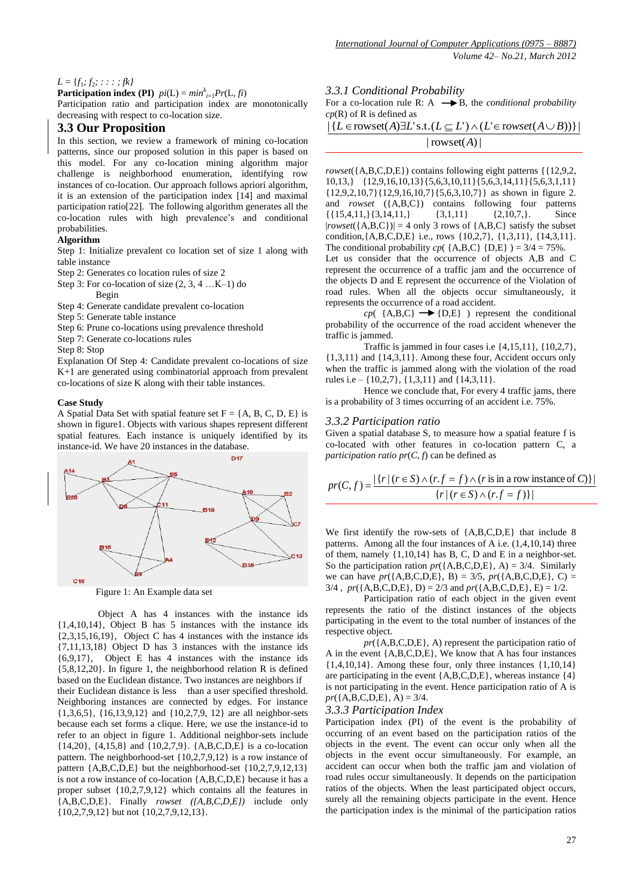$L = \{f_1; f_2; : : : ; fk\}$

**Participation index (PI)** $pi(L) = min^k_{i=1} Pr(L, fi)$

Participation ratio and participation index are monotonically decreasing with respect to co-location size.

## 3.3 Our Proposition

In this section, we review a framework of mining co-location patterns, since our proposed solution in this paper is based on this model. For any co-location mining algorithm major challenge is neighborhood enumeration, identifying row instances of co-location. Our approach follows apriori algorithm, it is an extension of the participation index [14] and maximal participation ratio[22]. The following algorithm generates all the co-location rules with high prevalence's and conditional probabilities.

**Algorithm**

Step 1: Initialize prevalent co location set of size 1 along with table instance

Step 2: Generates co location rules of size 2

Step 3: For co-location of size (2, 3, 4 …K–1) do

Begin

Step 4: Generate candidate prevalent co-location

Step 5: Generate table instance

Step 6: Prune co-locations using prevalence threshold

Step 7: Generate co-locations rules

Step 8: Stop

Explanation Of Step 4: Candidate prevalent co-locations of size K+1 are generated using combinatorial approach from prevalent co-locations of size K along with their table instances.

**Case Study**

A Spatial Data Set with spatial feature set F = {A, B, C, D, E} is shown in figure1. Objects with various shapes represent different spatial features. Each instance is uniquely identified by its instance-id. We have 20 instances in the database.

A14
A1
E5
D17
B3
E20
D6
C11
A10
B2
B19
D9
C7
E12
B15
A4
C13
B16
E8
C18

Figure 1: An Example data set

Object A has 4 instances with the instance ids {1,4,10,14}, Object B has 5 instances with the instance ids {2,3,15,16,19}, Object C has 4 instances with the instance ids {7,11,13,18} Object D has 3 instances with the instance ids {6,9,17}, Object E has 4 instances with the instance ids {5,8,12,20}. In figure 1, the neighborhood relation R is defined based on the Euclidean distance. Two instances are neighbors if their Euclidean distance is less than a user specified threshold. Neighboring instances are connected by edges. For instance {1,3,6,5}, {16,13,9,12} and {10,2,7,9, 12} are all neighbor-sets because each set forms a clique. Here, we use the instance-id to refer to an object in figure 1. Additional neighbor-sets include {14,20}, {4,15,8} and {10,2,7,9}. {A,B,C,D,E} is a co-location pattern. The neighborhood-set {10,2,7,9,12} is a row instance of pattern {A,B,C,D,E} but the neighborhood-set {10,2,7,9,12,13} is not a row instance of co-location {A,B,C,D,E} because it has a proper subset {10,2,7,9,12} which contains all the features in {A,B,C,D,E}. Finally *rowset ({A,B,C,D,E})* include only {10,2,7,9,12} but not {10,2,7,9,12,13}.

### 3.3.1 Conditional Probability

For a co-location rule R: A $\longrightarrow$ B, the *conditional probability* *cp*(R) of R is defined as

$$\frac{|\{L \in \text{rowset}(A) \exists L' \text{s.t.} (L \subseteq L') \wedge (L' \in \text{rowset}(A \cup B))\}|}{|\text{rowset}(A)|}$$

*rowset*({A,B,C,D,E}) contains following eight patterns {{12,9,2, 10,13,} {12,9,16,10,13}{5,6,3,10,11}{5,6,3,14,11}{5,6,3,1,11} {12,9,2,10,7}{12,9,16,10,7}{5,6,3,10,7}} as shown in figure 2. and *rowset* ({A,B,C}) contains following four patterns {{15,4,11,}{3,14,11,} {3,1,11} {2,10,7,}. Since |*rowset*({A,B,C})| = 4 only 3 rows of {A,B,C} satisfy the subset condition,{A,B,C,D,E} i.e., rows {10,2,7}, {1,3,11}, {14,3,11}. The conditional probability *cp*( {A,B,C} {D,E} ) = 3/4 = 75%.

Let us consider that the occurrence of objects A,B and C represent the occurrence of a traffic jam and the occurrence of the objects D and E represent the occurrence of the Violation of road rules. When all the objects occur simultaneously, it represents the occurrence of a road accident.

*cp*( {A,B,C} $\longrightarrow$ {D,E} ) represent the conditional probability of the occurrence of the road accident whenever the traffic is jammed.

Traffic is jammed in four cases i.e {4,15,11}, {10,2,7}, {1,3,11} and {14,3,11}. Among these four, Accident occurs only when the traffic is jammed along with the violation of the road rules i.e – {10,2,7}, {1,3,11} and {14,3,11}.

Hence we conclude that, For every 4 traffic jams, there is a probability of 3 times occurring of an accident i.e. 75%.

### 3.3.2 Participation ratio

Given a spatial database S, to measure how a spatial feature f is co-located with other features in co-location pattern C, a *participation ratio* *pr*(*C*, *f*) can be defined as

$$pr(C, f) = \frac{|\{r \mid (r \in S) \wedge (r.f = f) \wedge (r \text{ is in a row instance of } C)\}|}{\{r \mid (r \in S) \wedge (r.f = f)\}|}$$

We first identify the row-sets of {A,B,C,D,E} that include 8 patterns. Among all the four instances of A i.e. (1,4,10,14) three of them, namely {1,10,14} has B, C, D and E in a neighbor-set. So the participation ration *pr*({A,B,C,D,E}, A) = 3/4. Similarly we can have *pr*({A,B,C,D,E}, B) = 3/5, *pr*({A,B,C,D,E}, C) = 3/4 , *pr*({A,B,C,D,E}, D) = 2/3 and *pr*({A,B,C,D,E}, E) = 1/2.

Participation ratio of each object in the given event represents the ratio of the distinct instances of the objects participating in the event to the total number of instances of the respective object.

*pr*({A,B,C,D,E}, A) represent the participation ratio of A in the event {A,B,C,D,E}, We know that A has four instances {1,4,10,14}. Among these four, only three instances {1,10,14} are participating in the event {A,B,C,D,E}, whereas instance {4} is not participating in the event. Hence participation ratio of A is *pr*({A,B,C,D,E}, A) = 3/4.

### 3.3.3 Participation Index

Participation index (PI) of the event is the probability of occurring of an event based on the participation ratios of the objects in the event. The event can occur only when all the objects in the event occur simultaneously. For example, an accident can occur when both the traffic jam and violation of road rules occur simultaneously. It depends on the participation ratios of the objects. When the least participated object occurs, surely all the remaining objects participate in the event. Hence the participation index is the minimal of the participation ratios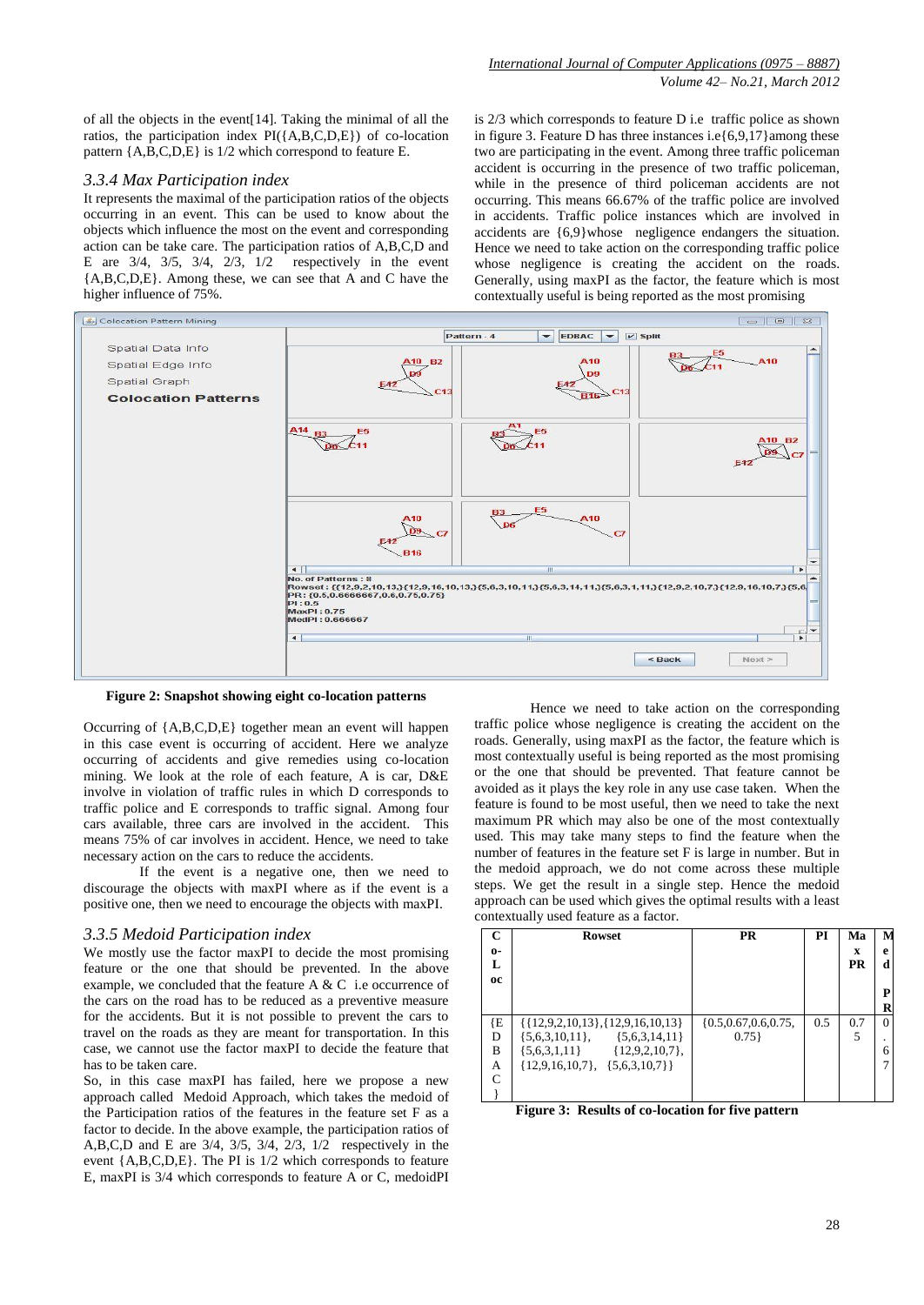of all the objects in the event[14]. Taking the minimal of all the ratios, the participation index PI({A,B,C,D,E}) of co-location pattern {A,B,C,D,E} is 1/2 which correspond to feature E.

### 3.3.4 Max Participation index

It represents the maximal of the participation ratios of the objects occurring in an event. This can be used to know about the objects which influence the most on the event and corresponding action can be take care. The participation ratios of A,B,C,D and E are 3/4, 3/5, 3/4, 2/3, 1/2 respectively in the event {A,B,C,D,E}. Among these, we can see that A and C have the higher influence of 75%.

Colocation Pattern Mining

Spatial Data Info
Spatial Edge Info
Spatial Graph
Colocation Patterns

Pattern - 4
EDBAC
Split

No. of Patterns : 8
Rowset : {{12,9,2,10,13}{12,9,16,10,13}{5,6,3,10,11}{5,6,3,14,11}{5,6,3,1,11}{12,9,2,10,7}{12,9,16,10,7}{5,6,
PR : {0.5,0.6666667,0.6,0.75,0.75}
PI : 0.5
MaxPI : 0.75
MedPI : 0.666667

< Back
Next >

**Figure 2: Snapshot showing eight co-location patterns**

Occurring of {A,B,C,D,E} together mean an event will happen in this case event is occurring of accident. Here we analyze occurring of accidents and give remedies using co-location mining. We look at the role of each feature, A is car, D&E involve in violation of traffic rules in which D corresponds to traffic police and E corresponds to traffic signal. Among four cars available, three cars are involved in the accident. This means 75% of car involves in accident. Hence, we need to take necessary action on the cars to reduce the accidents.

If the event is a negative one, then we need to discourage the objects with maxPI where as if the event is a positive one, then we need to encourage the objects with maxPI.

### 3.3.5 Medoid Participation index

We mostly use the factor maxPI to decide the most promising feature or the one that should be prevented. In the above example, we concluded that the feature A & C i.e occurrence of the cars on the road has to be managed as a preventive measure for the accidents. But it is not possible to prevent the cars to travel on the roads as they are meant for transportation. In this case, we cannot use the factor maxPI to decide the feature that has to be taken care.

So, in this case maxPI has failed, here we propose a new approach called Medoid Approach, which takes the medoid of the Participation ratios of the features in the feature set F as a factor to decide. In the above example, the participation ratios of A,B,C,D and E are 3/4, 3/5, 3/4, 2/3, 1/2 respectively in the event {A,B,C,D,E}. The PI is 1/2 which corresponds to feature E, maxPI is 3/4 which corresponds to feature A or C, medoidPI is 2/3 which corresponds to feature D i.e traffic police as shown in figure 3. Feature D has three instances i.e{6,9,17}among these two are participating in the event. Among three traffic policeman accident is occurring in the presence of two traffic policeman, while in the presence of third policeman accidents are not occurring. This means 66.67% of the traffic police are involved in accidents. Traffic police instances which are involved in accidents are {6,9}whose negligence endangers the situation. Hence we need to take action on the corresponding traffic police whose negligence is creating the accident on the roads. Generally, using maxPI as the factor, the feature which is most contextually useful is being reported as the most promising

Hence we need to take action on the corresponding traffic police whose negligence is creating the accident on the roads. Generally, using maxPI as the factor, the feature which is most contextually useful is being reported as the most promising or the one that should be prevented. That feature cannot be avoided as it plays the key role in any use case taken. When the feature is found to be most useful, then we need to take the next maximum PR which may also be one of the most contextually used. This may take many steps to find the feature when the number of features in the feature set F is large in number. But in the medoid approach, we do not come across these multiple steps. We get the result in a single step. Hence the medoid approach can be used which gives the optimal results with a least contextually used feature as a factor.

| Co-Loc | Rowset | PR | PI | Max PR | Med PR |
|---|---|---|---|---|---|
| {EDBAC} | {{12,9,2,10,13},{12,9,16,10,13} {5,6,3,10,11}, {5,6,3,14,11} {5,6,3,1,11} {12,9,2,10,7}, {12,9,16,10,7}, {5,6,3,10,7}} | {0.5,0.67,0.6,0.75, 0.75} | 0.5 | 0.75 | 0.67 |

**Figure 3: Results of co-location for five pattern**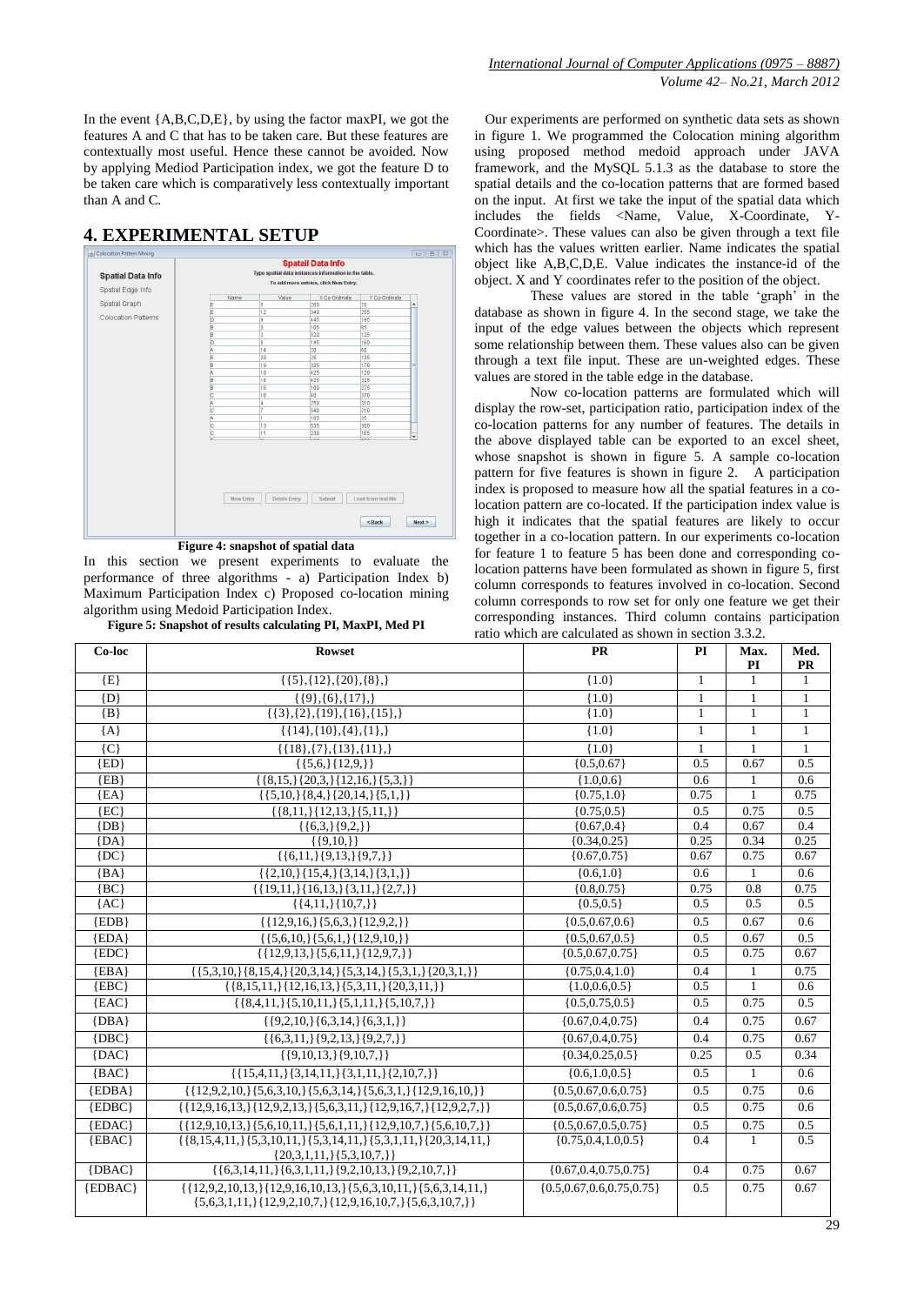In the event {A,B,C,D,E}, by using the factor maxPI, we got the features A and C that has to be taken care. But these features are contextually most useful. Hence these cannot be avoided. Now by applying Mediod Participation index, we got the feature D to be taken care which is comparatively less contextually important than A and C.

## 4. EXPERIMENTAL SETUP

**Figure 4: snapshot of spatial data**

In this section we present experiments to evaluate the performance of three algorithms - a) Participation Index b) Maximum Participation Index c) Proposed co-location mining algorithm using Medoid Participation Index.

Our experiments are performed on synthetic data sets as shown in figure 1. We programmed the Colocation mining algorithm using proposed method medoid approach under JAVA framework, and the MySQL 5.1.3 as the database to store the spatial details and the co-location patterns that are formed based on the input. At first we take the input of the spatial data which includes the fields <Name, Value, X-Coordinate, Y-Coordinate>. These values can also be given through a text file which has the values written earlier. Name indicates the spatial object like A,B,C,D,E. Value indicates the instance-id of the object. X and Y coordinates refer to the position of the object.

These values are stored in the table 'graph' in the database as shown in figure 4. In the second stage, we take the input of the edge values between the objects which represent some relationship between them. These values also can be given through a text file input. These are un-weighted edges. These values are stored in the table edge in the database.

Now co-location patterns are formulated which will display the row-set, participation ratio, participation index of the co-location patterns for any number of features. The details in the above displayed table can be exported to an excel sheet, whose snapshot is shown in figure 5. A sample co-location pattern for five features is shown in figure 2. A participation index is proposed to measure how all the spatial features in a co-location pattern are co-located. If the participation index value is high it indicates that the spatial features are likely to occur together in a co-location pattern. In our experiments co-location for feature 1 to feature 5 has been done and corresponding co-location patterns have been formulated as shown in figure 5, first column corresponds to features involved in co-location. Second column corresponds to row set for only one feature we get their corresponding instances. Third column contains participation ratio which are calculated as shown in section 3.3.2.

**Figure 5: Snapshot of results calculating PI, MaxPI, Med PI**

| Co-loc | Rowset | PR | PI | Max. PI | Med. PR |
|---|---|---|---|---|---|
| {E} | {{5},{12},{20},{8},} | {1.0} | 1 | 1 | 1 |
| {D} | {{9},{6},{17},} | {1.0} | 1 | 1 | 1 |
| {B} | {{3},{2},{19},{16},{15},} | {1.0} | 1 | 1 | 1 |
| {A} | {{14},{10},{4},{1},} | {1.0} | 1 | 1 | 1 |
| {C} | {{18},{7},{13},{11},} | {1.0} | 1 | 1 | 1 |
| {ED} | {{5,6,}{12,9,}} | {0.5,0.67} | 0.5 | 0.67 | 0.5 |
| {EB} | {{8,15,}{20,3,}{12,16,}{5,3,}} | {1.0,0.6} | 0.6 | 1 | 0.6 |
| {EA} | {{5,10,}{8,4,}{20,14,}{5,1,}} | {0.75,1.0} | 0.75 | 1 | 0.75 |
| {EC} | {{8,11,}{12,13,}{5,11,}} | {0.75,0.5} | 0.5 | 0.75 | 0.5 |
| {DB} | {{6,3,}{9,2,}} | {0.67,0.4} | 0.4 | 0.67 | 0.4 |
| {DA} | {{9,10,}} | {0.34,0.25} | 0.25 | 0.34 | 0.25 |
| {DC} | {{6,11,}{9,13,}{9,7,}} | {0.67,0.75} | 0.67 | 0.75 | 0.67 |
| {BA} | {{2,10,}{15,4,}{3,14,}{3,1,}} | {0.6,1.0} | 0.6 | 1 | 0.6 |
| {BC} | {{19,11,}{16,13,}{3,11,}{2,7,}} | {0.8,0.75} | 0.75 | 0.8 | 0.75 |
| {AC} | {{4,11,}{10,7,}} | {0.5,0.5} | 0.5 | 0.5 | 0.5 |
| {EDB} | {{12,9,16,}{5,6,3,}{12,9,2,}} | {0.5,0.67,0.6} | 0.5 | 0.67 | 0.6 |
| {EDA} | {{5,6,10,}{5,6,1,}{12,9,10,}} | {0.5,0.67,0.5} | 0.5 | 0.67 | 0.5 |
| {EDC} | {{12,9,13,}{5,6,11,}{12,9,7,}} | {0.5,0.67,0.75} | 0.5 | 0.75 | 0.67 |
| {EBA} | {{5,3,10,}{8,15,4,}{20,3,14,}{5,3,14,}{5,3,1,}{20,3,1,}} | {0.75,0.4,1.0} | 0.4 | 1 | 0.75 |
| {EBC} | {{8,15,11,}{12,16,13,}{5,3,11,}{20,3,11,}} | {1.0,0.6,0.5} | 0.5 | 1 | 0.6 |
| {EAC} | {{8,4,11,}{5,10,11,}{5,1,11,}{5,10,7,}} | {0.5,0.75,0.5} | 0.5 | 0.75 | 0.5 |
| {DBA} | {{9,2,10,}{6,3,14,}{6,3,1,}} | {0.67,0.4,0.75} | 0.4 | 0.75 | 0.67 |
| {DBC} | {{6,3,11,}{9,2,13,}{9,2,7,}} | {0.67,0.4,0.75} | 0.4 | 0.75 | 0.67 |
| {DAC} | {{9,10,13,}{9,10,7,}} | {0.34,0.25,0.5} | 0.25 | 0.5 | 0.34 |
| {BAC} | {{15,4,11,}{3,14,11,}{3,1,11,}{2,10,7,}} | {0.6,1.0,0.5} | 0.5 | 1 | 0.6 |
| {EDBA} | {{12,9,2,10,}{5,6,3,10,}{5,6,3,14,}{5,6,3,1,}{12,9,16,10,}} | {0.5,0.67,0.6,0.75} | 0.5 | 0.75 | 0.6 |
| {EDBC} | {{12,9,16,13,}{12,9,2,13,}{5,6,3,11,}{12,9,16,7,}{12,9,2,7,}} | {0.5,0.67,0.6,0.75} | 0.5 | 0.75 | 0.6 |
| {EDAC} | {{12,9,10,13,}{5,6,10,11,}{5,6,1,11,}{12,9,10,7,}{5,6,10,7,}} | {0.5,0.67,0.5,0.75} | 0.5 | 0.75 | 0.5 |
| {EBAC} | {{8,15,4,11,}{5,3,10,11,}{5,3,14,11,}{5,3,1,11,}{20,3,14,11,}{20,3,1,11,}{5,3,10,7,}} | {0.75,0.4,1.0,0.5} | 0.4 | 1 | 0.5 |
| {DBAC} | {{6,3,14,11,}{6,3,1,11,}{9,2,10,13,}{9,2,10,7,}} | {0.67,0.4,0.75,0.75} | 0.4 | 0.75 | 0.67 |
| {EDBAC} | {{12,9,2,10,13,}{12,9,16,10,13,}{5,6,3,10,11,}{5,6,3,14,11,}{5,6,3,1,11,}{12,9,2,10,7,}{12,9,16,10,7,}{5,6,3,10,7,}} | {0.5,0.67,0.6,0.75,0.75} | 0.5 | 0.75 | 0.67 |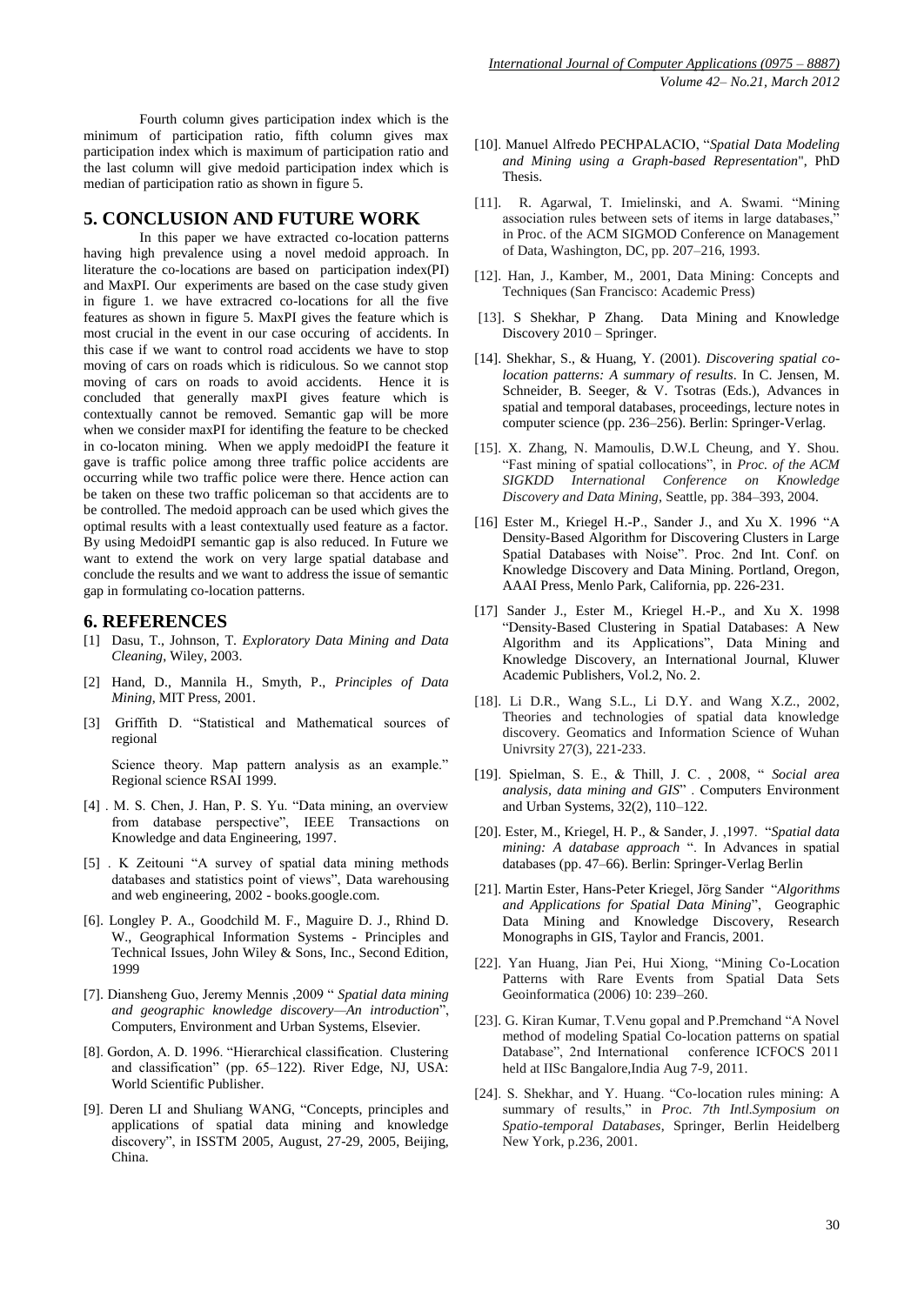Fourth column gives participation index which is the minimum of participation ratio, fifth column gives max participation index which is maximum of participation ratio and the last column will give medoid participation index which is median of participation ratio as shown in figure 5.

## 5. CONCLUSION AND FUTURE WORK

In this paper we have extracted co-location patterns having high prevalence using a novel medoid approach. In literature the co-locations are based on participation index(PI) and MaxPI. Our experiments are based on the case study given in figure 1. we have extracred co-locations for all the five features as shown in figure 5. MaxPI gives the feature which is most crucial in the event in our case occuring of accidents. In this case if we want to control road accidents we have to stop moving of cars on roads which is ridiculous. So we cannot stop moving of cars on roads to avoid accidents. Hence it is concluded that generally maxPI gives feature which is contextually cannot be removed. Semantic gap will be more when we consider maxPI for identifing the feature to be checked in co-locaton mining. When we apply medoidPI the feature it gave is traffic police among three traffic police accidents are occurring while two traffic police were there. Hence action can be taken on these two traffic policeman so that accidents are to be controlled. The medoid approach can be used which gives the optimal results with a least contextually used feature as a factor. By using MedoidPI semantic gap is also reduced. In Future we want to extend the work on very large spatial database and conclude the results and we want to address the issue of semantic gap in formulating co-location patterns.

## 6. REFERENCES

[1] Dasu, T., Johnson, T. *Exploratory Data Mining and Data Cleaning*, Wiley, 2003.

[2] Hand, D., Mannila H., Smyth, P., *Principles of Data Mining*, MIT Press, 2001.

[3] Griffith D. "Statistical and Mathematical sources of regional

Science theory. Map pattern analysis as an example." Regional science RSAI 1999.

[4] . M. S. Chen, J. Han, P. S. Yu. "Data mining, an overview from database perspective", IEEE Transactions on Knowledge and data Engineering, 1997.

[5] . K Zeitouni "A survey of spatial data mining methods databases and statistics point of views", Data warehousing and web engineering, 2002 - books.google.com.

[6]. Longley P. A., Goodchild M. F., Maguire D. J., Rhind D. W., Geographical Information Systems - Principles and Technical Issues, John Wiley & Sons, Inc., Second Edition, 1999

[7]. Diansheng Guo, Jeremy Mennis ,2009 " *Spatial data mining and geographic knowledge discovery—An introduction*", Computers, Environment and Urban Systems, Elsevier.

[8]. Gordon, A. D. 1996. "Hierarchical classification. Clustering and classification" (pp. 65–122). River Edge, NJ, USA: World Scientific Publisher.

[9]. Deren LI and Shuliang WANG, "Concepts, principles and applications of spatial data mining and knowledge discovery", in ISSTM 2005, August, 27-29, 2005, Beijing, China.

[10]. Manuel Alfredo PECHPALACIO, "*Spatial Data Modeling and Mining using a Graph-based Representation*", PhD Thesis.

[11]. R. Agarwal, T. Imielinski, and A. Swami. "Mining association rules between sets of items in large databases," in Proc. of the ACM SIGMOD Conference on Management of Data, Washington, DC, pp. 207–216, 1993.

[12]. Han, J., Kamber, M., 2001, Data Mining: Concepts and Techniques (San Francisco: Academic Press)

[13]. S Shekhar, P Zhang. Data Mining and Knowledge Discovery 2010 – Springer.

[14]. Shekhar, S., & Huang, Y. (2001). *Discovering spatial co-location patterns: A summary of results*. In C. Jensen, M. Schneider, B. Seeger, & V. Tsotras (Eds.), Advances in spatial and temporal databases, proceedings, lecture notes in computer science (pp. 236–256). Berlin: Springer-Verlag.

[15]. X. Zhang, N. Mamoulis, D.W.L Cheung, and Y. Shou. "Fast mining of spatial collocations", in *Proc. of the ACM SIGKDD International Conference on Knowledge Discovery and Data Mining*, Seattle, pp. 384–393, 2004.

[16] Ester M., Kriegel H.-P., Sander J., and Xu X. 1996 "A Density-Based Algorithm for Discovering Clusters in Large Spatial Databases with Noise". Proc. 2nd Int. Conf. on Knowledge Discovery and Data Mining. Portland, Oregon, AAAI Press, Menlo Park, California, pp. 226-231.

[17] Sander J., Ester M., Kriegel H.-P., and Xu X. 1998 "Density-Based Clustering in Spatial Databases: A New Algorithm and its Applications", Data Mining and Knowledge Discovery, an International Journal, Kluwer Academic Publishers, Vol.2, No. 2.

[18]. Li D.R., Wang S.L., Li D.Y. and Wang X.Z., 2002, Theories and technologies of spatial data knowledge discovery. Geomatics and Information Science of Wuhan Univrsity 27(3), 221-233.

[19]. Spielman, S. E., & Thill, J. C. , 2008, " *Social area analysis, data mining and GIS*" . Computers Environment and Urban Systems, 32(2), 110–122.

[20]. Ester, M., Kriegel, H. P., & Sander, J. ,1997. "*Spatial data mining: A database approach* ". In Advances in spatial databases (pp. 47–66). Berlin: Springer-Verlag Berlin

[21]. Martin Ester, Hans-Peter Kriegel, Jörg Sander "*Algorithms and Applications for Spatial Data Mining*", Geographic Data Mining and Knowledge Discovery, Research Monographs in GIS, Taylor and Francis, 2001.

[22]. Yan Huang, Jian Pei, Hui Xiong, "Mining Co-Location Patterns with Rare Events from Spatial Data Sets Geoinformatica (2006) 10: 239–260.

[23]. G. Kiran Kumar, T.Venu gopal and P.Premchand "A Novel method of modeling Spatial Co-location patterns on spatial Database", 2nd International conference ICFOCS 2011 held at IISc Bangalore,India Aug 7-9, 2011.

[24]. S. Shekhar, and Y. Huang. "Co-location rules mining: A summary of results," in *Proc. 7th Intl.Symposium on Spatio-temporal Databases*, Springer, Berlin Heidelberg New York, p.236, 2001.